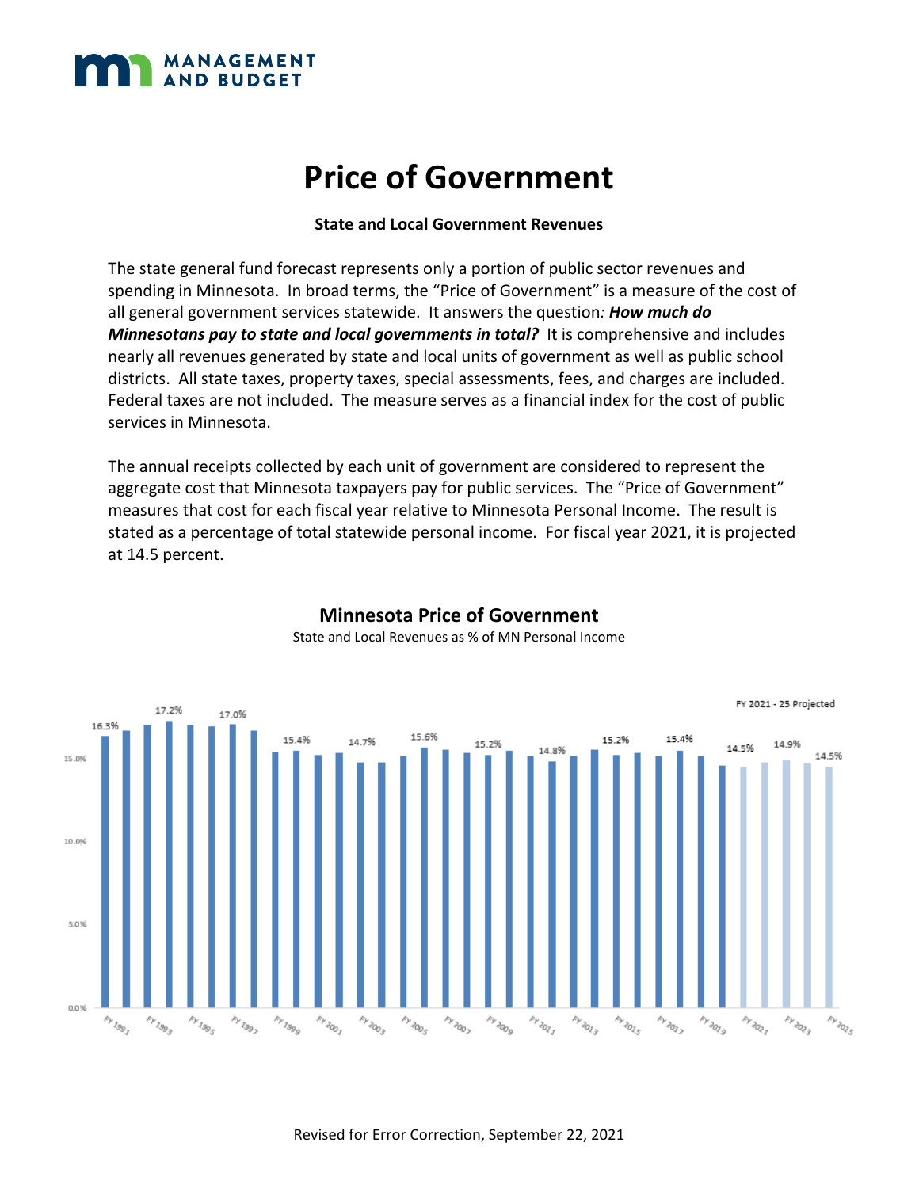# Price of Government

**State and Local Government Revenues**

The state general fund forecast represents only a portion of public sector revenues and spending in Minnesota. In broad terms, the "Price of Government" is a measure of the cost of all general government services statewide. It answers the question*: **How much do Minnesotans pay to state and local governments in total?*** It is comprehensive and includes nearly all revenues generated by state and local units of government as well as public school districts. All state taxes, property taxes, special assessments, fees, and charges are included. Federal taxes are not included. The measure serves as a financial index for the cost of public services in Minnesota.

The annual receipts collected by each unit of government are considered to represent the aggregate cost that Minnesota taxpayers pay for public services. The "Price of Government" measures that cost for each fiscal year relative to Minnesota Personal Income. The result is stated as a percentage of total statewide personal income. For fiscal year 2021, it is projected at 14.5 percent.

**Minnesota Price of Government**

State and Local Revenues as % of MN Personal Income

FY 2021 - 25 Projected

| Fiscal Year | Price of Government |
|---|---|
| FY 1991 | 16.3% |
| FY 1993 | 17.2% |
| FY 1997 | 17.0% |
| FY 1999 | 15.4% |
| FY 2002 | 14.7% |
| FY 2005 | 15.6% |
| FY 2008 | 15.2% |
| FY 2011 | 14.8% |
| FY 2014 | 15.2% |
| FY 2017 | 15.4% |
| FY 2020 | 14.5% |
| FY 2023 | 14.9% |
| FY 2025 | 14.5% |

Revised for Error Correction, September 22, 2021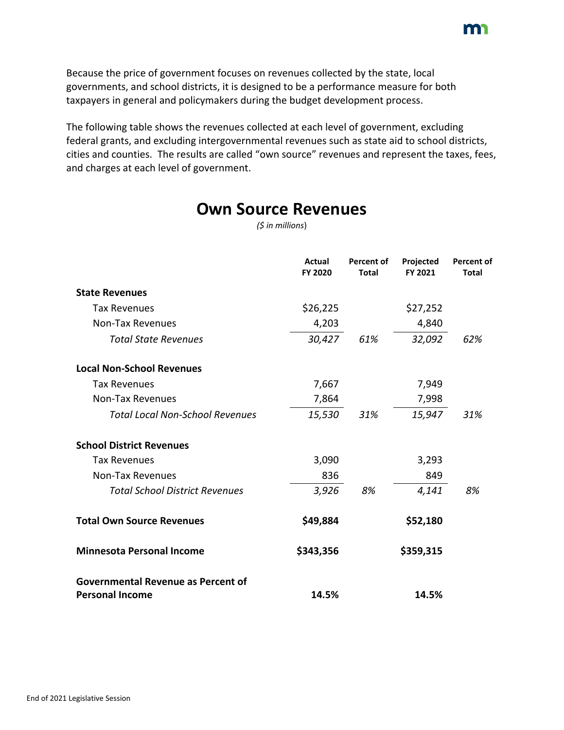Because the price of government focuses on revenues collected by the state, local governments, and school districts, it is designed to be a performance measure for both taxpayers in general and policymakers during the budget development process.

The following table shows the revenues collected at each level of government, excluding federal grants, and excluding intergovernmental revenues such as state aid to school districts, cities and counties. The results are called "own source" revenues and represent the taxes, fees, and charges at each level of government.

# Own Source Revenues

*($ in millions)*

| | Actual FY 2020 | Percent of Total | Projected FY 2021 | Percent of Total |
|---|---|---|---|---|
| **State Revenues** | | | | |
| Tax Revenues | $26,225 | | $27,252 | |
| Non-Tax Revenues | 4,203 | | 4,840 | |
| *Total State Revenues* | *30,427* | *61%* | *32,092* | *62%* |
| **Local Non-School Revenues** | | | | |
| Tax Revenues | 7,667 | | 7,949 | |
| Non-Tax Revenues | 7,864 | | 7,998 | |
| *Total Local Non-School Revenues* | *15,530* | *31%* | *15,947* | *31%* |
| **School District Revenues** | | | | |
| Tax Revenues | 3,090 | | 3,293 | |
| Non-Tax Revenues | 836 | | 849 | |
| *Total School District Revenues* | *3,926* | *8%* | *4,141* | *8%* |
| **Total Own Source Revenues** | **$49,884** | | **$52,180** | |
| **Minnesota Personal Income** | **$343,356** | | **$359,315** | |
| **Governmental Revenue as Percent of Personal Income** | **14.5%** | | **14.5%** | |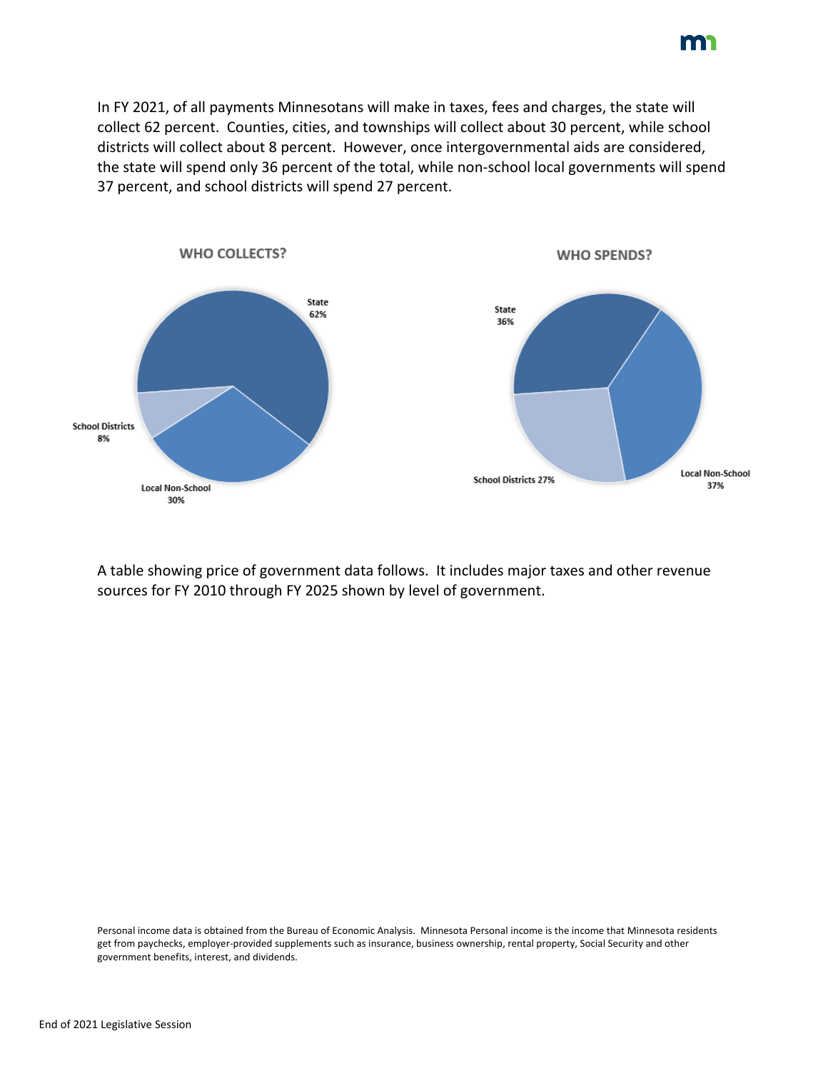In FY 2021, of all payments Minnesotans will make in taxes, fees and charges, the state will collect 62 percent. Counties, cities, and townships will collect about 30 percent, while school districts will collect about 8 percent. However, once intergovernmental aids are considered, the state will spend only 36 percent of the total, while non-school local governments will spend 37 percent, and school districts will spend 27 percent.

**WHO COLLECTS?**

State 62%

School Districts 8%

Local Non-School 30%

**WHO SPENDS?**

State 36%

School Districts 27%

Local Non-School 37%

A table showing price of government data follows. It includes major taxes and other revenue sources for FY 2010 through FY 2025 shown by level of government.

Personal income data is obtained from the Bureau of Economic Analysis. Minnesota Personal income is the income that Minnesota residents get from paychecks, employer-provided supplements such as insurance, business ownership, rental property, Social Security and other government benefits, interest, and dividends.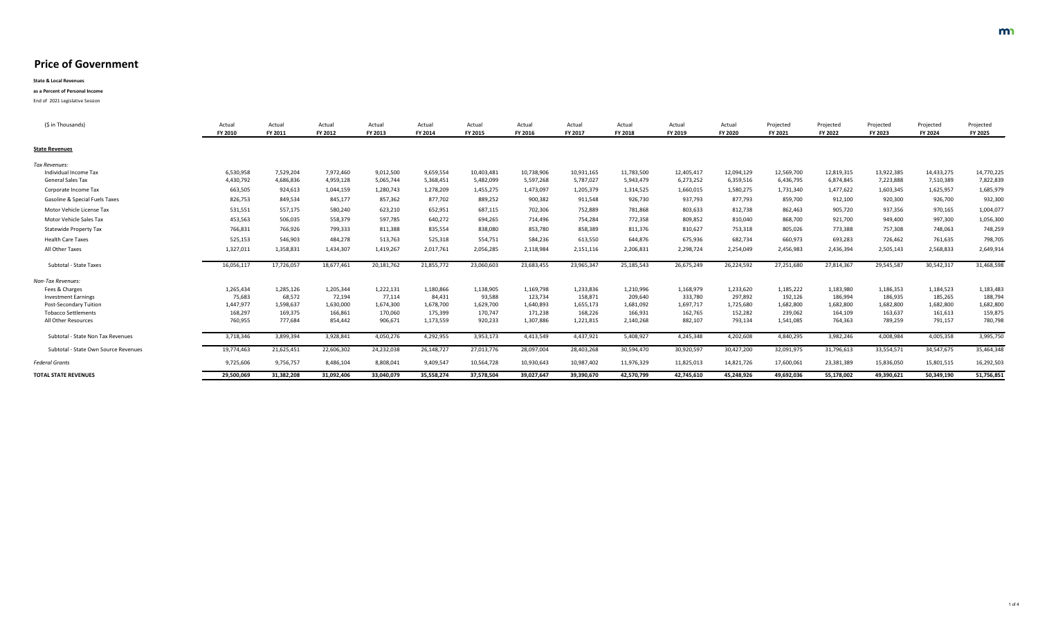# Price of Government

**State & Local Revenues**

**as a Percent of Personal Income**

End of 2021 Legislative Session

| ($ in Thousands) | Actual FY 2010 | Actual FY 2011 | Actual FY 2012 | Actual FY 2013 | Actual FY 2014 | Actual FY 2015 | Actual FY 2016 | Actual FY 2017 | Actual FY 2018 | Actual FY 2019 | Actual FY 2020 | Projected FY 2021 | Projected FY 2022 | Projected FY 2023 | Projected FY 2024 | Projected FY 2025 |
|---|---|---|---|---|---|---|---|---|---|---|---|---|---|---|---|---|
| **State Revenues** | | | | | | | | | | | | | | | | |
| *Tax Revenues:* | | | | | | | | | | | | | | | | |
| Individual Income Tax | 6,530,958 | 7,529,204 | 7,972,460 | 9,012,500 | 9,659,554 | 10,403,481 | 10,738,906 | 10,931,165 | 11,783,500 | 12,405,417 | 12,094,129 | 12,569,700 | 12,819,315 | 13,922,385 | 14,433,275 | 14,770,225 |
| General Sales Tax | 4,430,792 | 4,686,836 | 4,959,128 | 5,065,744 | 5,368,451 | 5,482,099 | 5,597,268 | 5,787,027 | 5,943,479 | 6,273,252 | 6,359,516 | 6,436,795 | 6,874,845 | 7,223,888 | 7,510,389 | 7,822,839 |
| Corporate Income Tax | 663,505 | 924,613 | 1,044,159 | 1,280,743 | 1,278,209 | 1,455,275 | 1,473,097 | 1,205,379 | 1,314,525 | 1,660,015 | 1,580,275 | 1,731,340 | 1,477,622 | 1,603,345 | 1,625,957 | 1,685,979 |
| Gasoline & Special Fuels Taxes | 826,753 | 849,534 | 845,177 | 857,362 | 877,702 | 889,252 | 900,382 | 911,548 | 926,730 | 937,793 | 877,793 | 859,700 | 912,100 | 920,300 | 926,700 | 932,300 |
| Motor Vehicle License Tax | 531,551 | 557,175 | 580,240 | 623,210 | 652,951 | 687,115 | 702,306 | 752,889 | 781,868 | 803,633 | 812,738 | 862,463 | 905,720 | 937,356 | 970,165 | 1,004,077 |
| Motor Vehicle Sales Tax | 453,563 | 506,035 | 558,379 | 597,785 | 640,272 | 694,265 | 714,496 | 754,284 | 772,358 | 809,852 | 810,040 | 868,700 | 921,700 | 949,400 | 997,300 | 1,056,300 |
| Statewide Property Tax | 766,831 | 766,926 | 799,333 | 811,388 | 835,554 | 838,080 | 853,780 | 858,389 | 811,376 | 810,627 | 753,318 | 805,026 | 773,388 | 757,308 | 748,063 | 748,259 |
| Health Care Taxes | 525,153 | 546,903 | 484,278 | 513,763 | 525,318 | 554,751 | 584,236 | 613,550 | 644,876 | 675,936 | 682,734 | 660,973 | 693,283 | 726,462 | 761,635 | 798,705 |
| All Other Taxes | 1,327,011 | 1,358,831 | 1,434,307 | 1,419,267 | 2,017,761 | 2,056,285 | 2,118,984 | 2,151,116 | 2,206,831 | 2,298,724 | 2,254,049 | 2,456,983 | 2,436,394 | 2,505,143 | 2,568,833 | 2,649,914 |
| Subtotal - State Taxes | 16,056,117 | 17,726,057 | 18,677,461 | 20,181,762 | 21,855,772 | 23,060,603 | 23,683,455 | 23,965,347 | 25,185,543 | 26,675,249 | 26,224,592 | 27,251,680 | 27,814,367 | 29,545,587 | 30,542,317 | 31,468,598 |
| *Non-Tax Revenues:* | | | | | | | | | | | | | | | | |
| Fees & Charges | 1,265,434 | 1,285,126 | 1,205,344 | 1,222,131 | 1,180,866 | 1,138,905 | 1,169,798 | 1,233,836 | 1,210,996 | 1,168,979 | 1,233,620 | 1,185,222 | 1,183,980 | 1,186,353 | 1,184,523 | 1,183,483 |
| Investment Earnings | 75,683 | 68,572 | 72,194 | 77,114 | 84,431 | 93,588 | 123,734 | 158,871 | 209,640 | 333,780 | 297,892 | 192,126 | 186,994 | 186,935 | 185,265 | 188,794 |
| Post-Secondary Tuition | 1,447,977 | 1,598,637 | 1,630,000 | 1,674,300 | 1,678,700 | 1,629,700 | 1,640,893 | 1,655,173 | 1,681,092 | 1,697,717 | 1,725,680 | 1,682,800 | 1,682,800 | 1,682,800 | 1,682,800 | 1,682,800 |
| Tobacco Settlements | 168,297 | 169,375 | 166,861 | 170,060 | 175,399 | 170,747 | 171,238 | 168,226 | 166,931 | 162,765 | 152,282 | 239,062 | 164,109 | 163,637 | 161,613 | 159,875 |
| All Other Resources | 760,955 | 777,684 | 854,442 | 906,671 | 1,173,559 | 920,233 | 1,307,886 | 1,221,815 | 2,140,268 | 882,107 | 793,134 | 1,541,085 | 764,363 | 789,259 | 791,157 | 780,798 |
| Subtotal - State Non Tax Revenues | 3,718,346 | 3,899,394 | 3,928,841 | 4,050,276 | 4,292,955 | 3,953,173 | 4,413,549 | 4,437,921 | 5,408,927 | 4,245,348 | 4,202,608 | 4,840,295 | 3,982,246 | 4,008,984 | 4,005,358 | 3,995,750 |
| Subtotal - State Own Source Revenues | 19,774,463 | 21,625,451 | 22,606,302 | 24,232,038 | 26,148,727 | 27,013,776 | 28,097,004 | 28,403,268 | 30,594,470 | 30,920,597 | 30,427,200 | 32,091,975 | 31,796,613 | 33,554,571 | 34,547,675 | 35,464,348 |
| *Federal Grants* | 9,725,606 | 9,756,757 | 8,486,104 | 8,808,041 | 9,409,547 | 10,564,728 | 10,930,643 | 10,987,402 | 11,976,329 | 11,825,013 | 14,821,726 | 17,600,061 | 23,381,389 | 15,836,050 | 15,801,515 | 16,292,503 |
| **TOTAL STATE REVENUES** | **29,500,069** | **31,382,208** | **31,092,406** | **33,040,079** | **35,558,274** | **37,578,504** | **39,027,647** | **39,390,670** | **42,570,799** | **42,745,610** | **45,248,926** | **49,692,036** | **55,178,002** | **49,390,621** | **50,349,190** | **51,756,851** |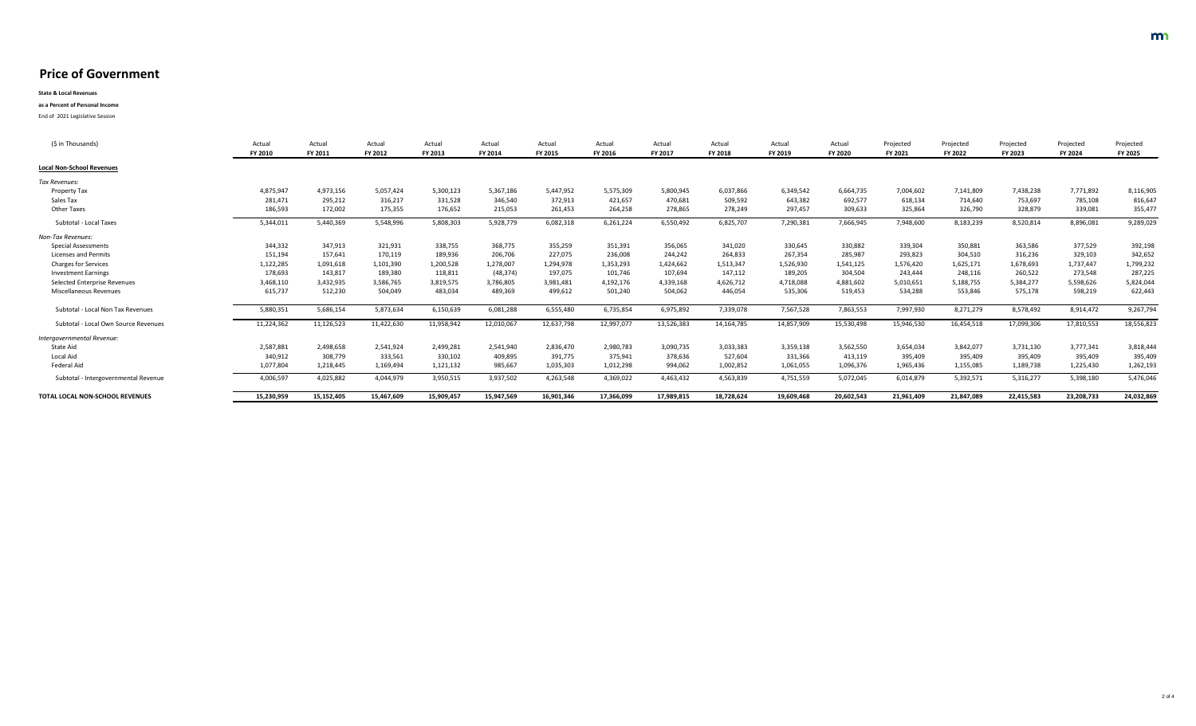# Price of Government

**State & Local Revenues**

**as a Percent of Personal Income**

End of 2021 Legislative Session

| ($ in Thousands) | Actual FY 2010 | Actual FY 2011 | Actual FY 2012 | Actual FY 2013 | Actual FY 2014 | Actual FY 2015 | Actual FY 2016 | Actual FY 2017 | Actual FY 2018 | Actual FY 2019 | Actual FY 2020 | Projected FY 2021 | Projected FY 2022 | Projected FY 2023 | Projected FY 2024 | Projected FY 2025 |
|---|---|---|---|---|---|---|---|---|---|---|---|---|---|---|---|---|
| **Local Non-School Revenues** | | | | | | | | | | | | | | | | |
| *Tax Revenues:* | | | | | | | | | | | | | | | | |
| Property Tax | 4,875,947 | 4,973,156 | 5,057,424 | 5,300,123 | 5,367,186 | 5,447,952 | 5,575,309 | 5,800,945 | 6,037,866 | 6,349,542 | 6,664,735 | 7,004,602 | 7,141,809 | 7,438,238 | 7,771,892 | 8,116,905 |
| Sales Tax | 281,471 | 295,212 | 316,217 | 331,528 | 346,540 | 372,913 | 421,657 | 470,681 | 509,592 | 643,382 | 692,577 | 618,134 | 714,640 | 753,697 | 785,108 | 816,647 |
| Other Taxes | 186,593 | 172,002 | 175,355 | 176,652 | 215,053 | 261,453 | 264,258 | 278,865 | 278,249 | 297,457 | 309,633 | 325,864 | 326,790 | 328,879 | 339,081 | 355,477 |
| Subtotal - Local Taxes | 5,344,011 | 5,440,369 | 5,548,996 | 5,808,303 | 5,928,779 | 6,082,318 | 6,261,224 | 6,550,492 | 6,825,707 | 7,290,381 | 7,666,945 | 7,948,600 | 8,183,239 | 8,520,814 | 8,896,081 | 9,289,029 |
| *Non-Tax Revenues:* | | | | | | | | | | | | | | | | |
| Special Assessments | 344,332 | 347,913 | 321,931 | 338,755 | 368,775 | 355,259 | 351,391 | 356,065 | 341,020 | 330,645 | 330,882 | 339,304 | 350,881 | 363,586 | 377,529 | 392,198 |
| Licenses and Permits | 151,194 | 157,641 | 170,119 | 189,936 | 206,706 | 227,075 | 236,008 | 244,242 | 264,833 | 267,354 | 285,987 | 293,823 | 304,510 | 316,236 | 329,103 | 342,652 |
| Charges for Services | 1,122,285 | 1,091,618 | 1,101,390 | 1,200,528 | 1,278,007 | 1,294,978 | 1,353,293 | 1,424,662 | 1,513,347 | 1,526,930 | 1,541,125 | 1,576,420 | 1,625,171 | 1,678,693 | 1,737,447 | 1,799,232 |
| Investment Earnings | 178,693 | 143,817 | 189,380 | 118,811 | (48,374) | 197,075 | 101,746 | 107,694 | 147,112 | 189,205 | 304,504 | 243,444 | 248,116 | 260,522 | 273,548 | 287,225 |
| Selected Enterprise Revenues | 3,468,110 | 3,432,935 | 3,586,765 | 3,819,575 | 3,786,805 | 3,981,481 | 4,192,176 | 4,339,168 | 4,626,712 | 4,718,088 | 4,881,602 | 5,010,651 | 5,188,755 | 5,384,277 | 5,598,626 | 5,824,044 |
| Miscellaneous Revenues | 615,737 | 512,230 | 504,049 | 483,034 | 489,369 | 499,612 | 501,240 | 504,062 | 446,054 | 535,306 | 519,453 | 534,288 | 553,846 | 575,178 | 598,219 | 622,443 |
| Subtotal - Local Non Tax Revenues | 5,880,351 | 5,686,154 | 5,873,634 | 6,150,639 | 6,081,288 | 6,555,480 | 6,735,854 | 6,975,892 | 7,339,078 | 7,567,528 | 7,863,553 | 7,997,930 | 8,271,279 | 8,578,492 | 8,914,472 | 9,267,794 |
| Subtotal - Local Own Source Revenues | 11,224,362 | 11,126,523 | 11,422,630 | 11,958,942 | 12,010,067 | 12,637,798 | 12,997,077 | 13,526,383 | 14,164,785 | 14,857,909 | 15,530,498 | 15,946,530 | 16,454,518 | 17,099,306 | 17,810,553 | 18,556,823 |
| *Intergovernmental Revenue:* | | | | | | | | | | | | | | | | |
| State Aid | 2,587,881 | 2,498,658 | 2,541,924 | 2,499,281 | 2,541,940 | 2,836,470 | 2,980,783 | 3,090,735 | 3,033,383 | 3,359,138 | 3,562,550 | 3,654,034 | 3,842,077 | 3,731,130 | 3,777,341 | 3,818,444 |
| Local Aid | 340,912 | 308,779 | 333,561 | 330,102 | 409,895 | 391,775 | 375,941 | 378,636 | 527,604 | 331,366 | 413,119 | 395,409 | 395,409 | 395,409 | 395,409 | 395,409 |
| Federal Aid | 1,077,804 | 1,218,445 | 1,169,494 | 1,121,132 | 985,667 | 1,035,303 | 1,012,298 | 994,062 | 1,002,852 | 1,061,055 | 1,096,376 | 1,965,436 | 1,155,085 | 1,189,738 | 1,225,430 | 1,262,193 |
| Subtotal - Intergovernmental Revenue | 4,006,597 | 4,025,882 | 4,044,979 | 3,950,515 | 3,937,502 | 4,263,548 | 4,369,022 | 4,463,432 | 4,563,839 | 4,751,559 | 5,072,045 | 6,014,879 | 5,392,571 | 5,316,277 | 5,398,180 | 5,476,046 |
| **TOTAL LOCAL NON-SCHOOL REVENUES** | **15,230,959** | **15,152,405** | **15,467,609** | **15,909,457** | **15,947,569** | **16,901,346** | **17,366,099** | **17,989,815** | **18,728,624** | **19,609,468** | **20,602,543** | **21,961,409** | **21,847,089** | **22,415,583** | **23,208,733** | **24,032,869** |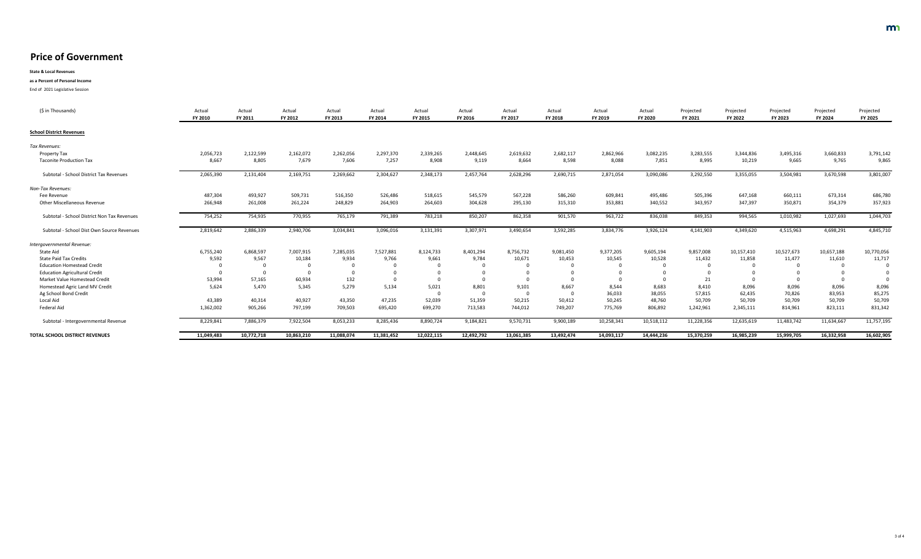# Price of Government

**State & Local Revenues**

**as a Percent of Personal Income**

End of 2021 Legislative Session

| ($ in Thousands) | Actual FY 2010 | Actual FY 2011 | Actual FY 2012 | Actual FY 2013 | Actual FY 2014 | Actual FY 2015 | Actual FY 2016 | Actual FY 2017 | Actual FY 2018 | Actual FY 2019 | Actual FY 2020 | Projected FY 2021 | Projected FY 2022 | Projected FY 2023 | Projected FY 2024 | Projected FY 2025 |
|---|---|---|---|---|---|---|---|---|---|---|---|---|---|---|---|---|
| **School District Revenues** | | | | | | | | | | | | | | | | |
| *Tax Revenues:* | | | | | | | | | | | | | | | | |
| Property Tax | 2,056,723 | 2,122,599 | 2,162,072 | 2,262,056 | 2,297,370 | 2,339,265 | 2,448,645 | 2,619,632 | 2,682,117 | 2,862,966 | 3,082,235 | 3,283,555 | 3,344,836 | 3,495,316 | 3,660,833 | 3,791,142 |
| Taconite Production Tax | 8,667 | 8,805 | 7,679 | 7,606 | 7,257 | 8,908 | 9,119 | 8,664 | 8,598 | 8,088 | 7,851 | 8,995 | 10,219 | 9,665 | 9,765 | 9,865 |
| Subtotal - School District Tax Revenues | 2,065,390 | 2,131,404 | 2,169,751 | 2,269,662 | 2,304,627 | 2,348,173 | 2,457,764 | 2,628,296 | 2,690,715 | 2,871,054 | 3,090,086 | 3,292,550 | 3,355,055 | 3,504,981 | 3,670,598 | 3,801,007 |
| *Non-Tax Revenues:* | | | | | | | | | | | | | | | | |
| Fee Revenue | 487,304 | 493,927 | 509,731 | 516,350 | 526,486 | 518,615 | 545,579 | 567,228 | 586,260 | 609,841 | 495,486 | 505,396 | 647,168 | 660,111 | 673,314 | 686,780 |
| Other Miscellaneous Revenue | 266,948 | 261,008 | 261,224 | 248,829 | 264,903 | 264,603 | 304,628 | 295,130 | 315,310 | 353,881 | 340,552 | 343,957 | 347,397 | 350,871 | 354,379 | 357,923 |
| Subtotal - School District Non Tax Revenues | 754,252 | 754,935 | 770,955 | 765,179 | 791,389 | 783,218 | 850,207 | 862,358 | 901,570 | 963,722 | 836,038 | 849,353 | 994,565 | 1,010,982 | 1,027,693 | 1,044,703 |
| Subtotal - School Dist Own Source Revenues | 2,819,642 | 2,886,339 | 2,940,706 | 3,034,841 | 3,096,016 | 3,131,391 | 3,307,971 | 3,490,654 | 3,592,285 | 3,834,776 | 3,926,124 | 4,141,903 | 4,349,620 | 4,515,963 | 4,698,291 | 4,845,710 |
| *Intergovernmental Revenue:* | | | | | | | | | | | | | | | | |
| State Aid | 6,755,240 | 6,868,597 | 7,007,915 | 7,285,035 | 7,527,881 | 8,124,733 | 8,401,294 | 8,756,732 | 9,081,450 | 9,377,205 | 9,605,194 | 9,857,008 | 10,157,410 | 10,527,673 | 10,657,188 | 10,770,056 |
| State Paid Tax Credits | 9,592 | 9,567 | 10,184 | 9,934 | 9,766 | 9,661 | 9,784 | 10,671 | 10,453 | 10,545 | 10,528 | 11,432 | 11,858 | 11,477 | 11,610 | 11,717 |
| Education Homestead Credit | 0 | 0 | 0 | 0 | 0 | 0 | 0 | 0 | 0 | 0 | 0 | 0 | 0 | 0 | 0 | 0 |
| Education Agricultural Credit | 0 | 0 | 0 | 0 | 0 | 0 | 0 | 0 | 0 | 0 | 0 | 0 | 0 | 0 | 0 | 0 |
| Market Value Homestead Credit | 53,994 | 57,165 | 60,934 | 132 | 0 | 0 | 0 | 0 | 0 | 0 | 0 | 21 | 0 | 0 | 0 | 0 |
| Homestead Agric Land MV Credit | 5,624 | 5,470 | 5,345 | 5,279 | 5,134 | 5,021 | 8,801 | 9,101 | 8,667 | 8,544 | 8,683 | 8,410 | 8,096 | 8,096 | 8,096 | 8,096 |
| Ag School Bond Credit | | | | | | 0 | 0 | 0 | 0 | 36,033 | 38,055 | 57,815 | 62,435 | 70,826 | 83,953 | 85,275 |
| Local Aid | 43,389 | 40,314 | 40,927 | 43,350 | 47,235 | 52,039 | 51,359 | 50,215 | 50,412 | 50,245 | 48,760 | 50,709 | 50,709 | 50,709 | 50,709 | 50,709 |
| Federal Aid | 1,362,002 | 905,266 | 797,199 | 709,503 | 695,420 | 699,270 | 713,583 | 744,012 | 749,207 | 775,769 | 806,892 | 1,242,961 | 2,345,111 | 814,961 | 823,111 | 831,342 |
| Subtotal - Intergovernmental Revenue | 8,229,841 | 7,886,379 | 7,922,504 | 8,053,233 | 8,285,436 | 8,890,724 | 9,184,821 | 9,570,731 | 9,900,189 | 10,258,341 | 10,518,112 | 11,228,356 | 12,635,619 | 11,483,742 | 11,634,667 | 11,757,195 |
| **TOTAL SCHOOL DISTRICT REVENUES** | **11,049,483** | **10,772,718** | **10,863,210** | **11,088,074** | **11,381,452** | **12,022,115** | **12,492,792** | **13,061,385** | **13,492,474** | **14,093,117** | **14,444,236** | **15,370,259** | **16,985,239** | **15,999,705** | **16,332,958** | **16,602,905** |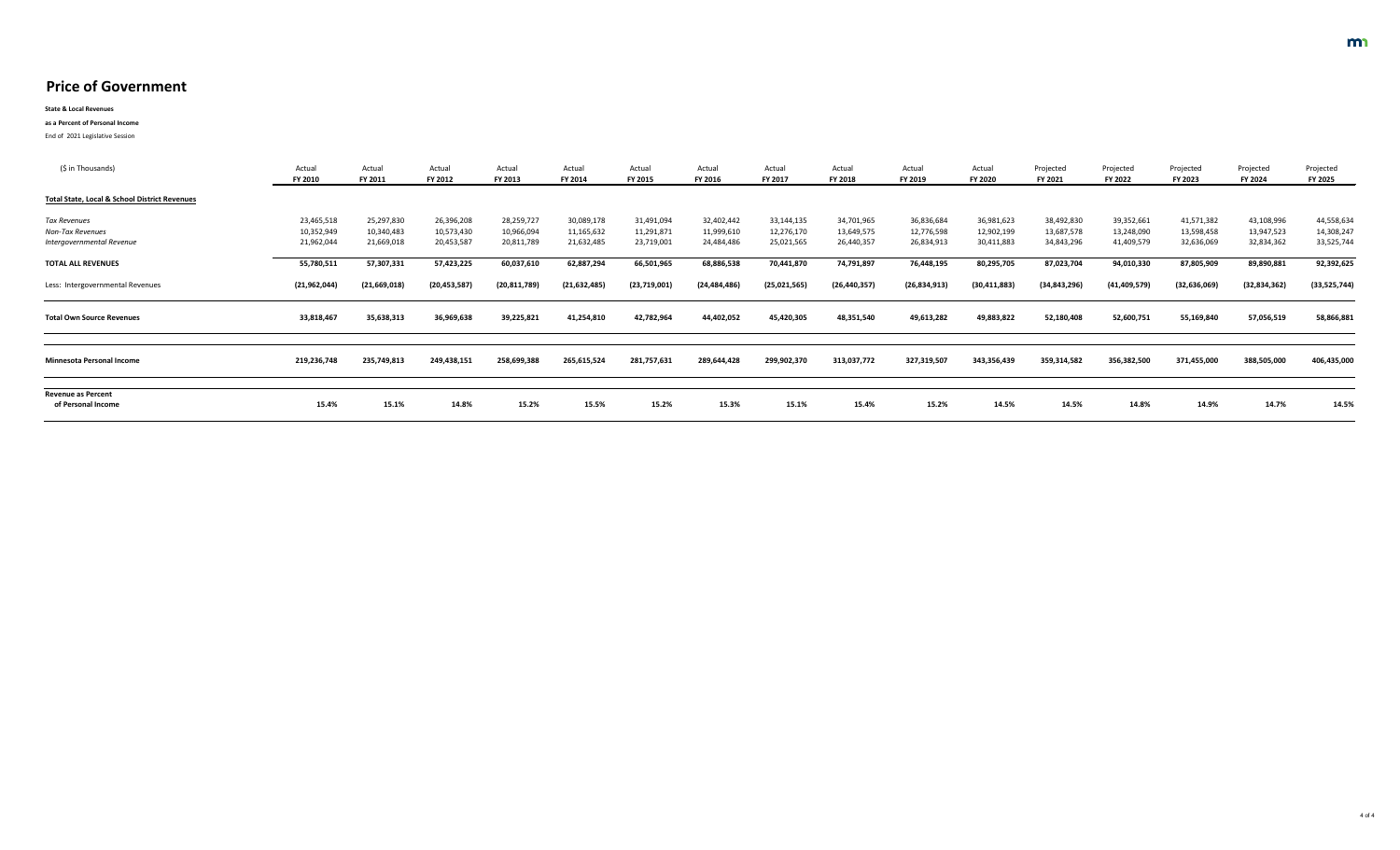## Price of Government

**State & Local Revenues**

**as a Percent of Personal Income**

End of 2021 Legislative Session

| ($ in Thousands) | Actual FY 2010 | Actual FY 2011 | Actual FY 2012 | Actual FY 2013 | Actual FY 2014 | Actual FY 2015 | Actual FY 2016 | Actual FY 2017 | Actual FY 2018 | Actual FY 2019 | Actual FY 2020 | Projected FY 2021 | Projected FY 2022 | Projected FY 2023 | Projected FY 2024 | Projected FY 2025 |
|---|---|---|---|---|---|---|---|---|---|---|---|---|---|---|---|---|
| **Total State, Local & School District Revenues** | | | | | | | | | | | | | | | | |
| *Tax Revenues* | 23,465,518 | 25,297,830 | 26,396,208 | 28,259,727 | 30,089,178 | 31,491,094 | 32,402,442 | 33,144,135 | 34,701,965 | 36,836,684 | 36,981,623 | 38,492,830 | 39,352,661 | 41,571,382 | 43,108,996 | 44,558,634 |
| *Non-Tax Revenues* | 10,352,949 | 10,340,483 | 10,573,430 | 10,966,094 | 11,165,632 | 11,291,871 | 11,999,610 | 12,276,170 | 13,649,575 | 12,776,598 | 12,902,199 | 13,687,578 | 13,248,090 | 13,598,458 | 13,947,523 | 14,308,247 |
| *Intergovernmental Revenue* | 21,962,044 | 21,669,018 | 20,453,587 | 20,811,789 | 21,632,485 | 23,719,001 | 24,484,486 | 25,021,565 | 26,440,357 | 26,834,913 | 30,411,883 | 34,843,296 | 41,409,579 | 32,636,069 | 32,834,362 | 33,525,744 |
| **TOTAL ALL REVENUES** | **55,780,511** | **57,307,331** | **57,423,225** | **60,037,610** | **62,887,294** | **66,501,965** | **68,886,538** | **70,441,870** | **74,791,897** | **76,448,195** | **80,295,705** | **87,023,704** | **94,010,330** | **87,805,909** | **89,890,881** | **92,392,625** |
| Less: Intergovernmental Revenues | (21,962,044) | (21,669,018) | (20,453,587) | (20,811,789) | (21,632,485) | (23,719,001) | (24,484,486) | (25,021,565) | (26,440,357) | (26,834,913) | (30,411,883) | (34,843,296) | (41,409,579) | (32,636,069) | (32,834,362) | (33,525,744) |
| **Total Own Source Revenues** | **33,818,467** | **35,638,313** | **36,969,638** | **39,225,821** | **41,254,810** | **42,782,964** | **44,402,052** | **45,420,305** | **48,351,540** | **49,613,282** | **49,883,822** | **52,180,408** | **52,600,751** | **55,169,840** | **57,056,519** | **58,866,881** |
| **Minnesota Personal Income** | **219,236,748** | **235,749,813** | **249,438,151** | **258,699,388** | **265,615,524** | **281,757,631** | **289,644,428** | **299,902,370** | **313,037,772** | **327,319,507** | **343,356,439** | **359,314,582** | **356,382,500** | **371,455,000** | **388,505,000** | **406,435,000** |
| **Revenue as Percent of Personal Income** | **15.4%** | **15.1%** | **14.8%** | **15.2%** | **15.5%** | **15.2%** | **15.3%** | **15.1%** | **15.4%** | **15.2%** | **14.5%** | **14.5%** | **14.8%** | **14.9%** | **14.7%** | **14.5%** |